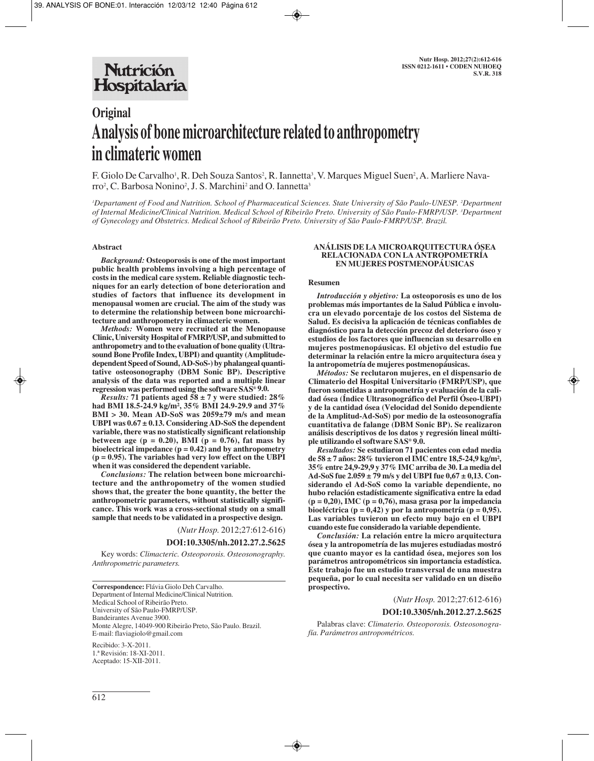# Original

# Analysis of bone microarchitecture related to anthropometry in climateric women

F. Giolo De Carvalho[1], R. Deh Souza Santos[2], R. Iannetta[3], V. Marques Miguel Suen[2], A. Marliere Navarro[2], C. Barbosa Nonino[2], J. S. Marchini[2] and O. Iannetta[3]

[1]Department of Food and Nutrition. School of Pharmaceutical Sciences. State University of São Paulo-UNESP. [2]Department of Internal Medicine/Clinical Nutrition. Medical School of Ribeirão Preto. University of São Paulo-FMRP/USP. [3]Department of Gynecology and Obstetrics. Medical School of Ribeirão Preto. University of São Paulo-FMRP/USP. Brazil.

## Abstract

***Background:*** **Osteoporosis is one of the most important public health problems involving a high percentage of costs in the medical care system. Reliable diagnostic techniques for an early detection of bone deterioration and studies of factors that influence its development in menopausal women are crucial. The aim of the study was to determine the relationship between bone microarchitecture and anthropometry in climacteric women.**

***Methods:*** **Women were recruited at the Menopause Clinic, University Hospital of FMRP/USP, and submitted to anthropometry and to the evaluation of bone quality (Ultrasound Bone Profile Index, UBPI) and quantity (Amplitude-dependent Speed of Sound, AD-SoS-) by phalangeal quantitative osteosonography (DBM Sonic BP). Descriptive analysis of the data was reported and a multiple linear regression was performed using the software SAS® 9.0.**

***Results:*** **71 patients aged 58 ± 7 y were studied: 28% had BMI 18.5-24.9 kg/m², 35% BMI 24.9-29.9 and 37% BMI > 30. Mean AD-SoS was 2059±79 m/s and mean UBPI was 0.67 ± 0.13. Considering AD-SoS the dependent variable, there was no statistically significant relationship between age (p = 0.20), BMI (p = 0.76), fat mass by bioelectrical impedance (p = 0.42) and by anthropometry (p = 0.95). The variables had very low effect on the UBPI when it was considered the dependent variable.**

***Conclusions:*** **The relation between bone microarchitecture and the anthropometry of the women studied shows that, the greater the bone quantity, the better the anthropometric parameters, without statistically significance. This work was a cross-sectional study on a small sample that needs to be validated in a prospective design.**

(*Nutr Hosp.* 2012;27:612-616)

**DOI:10.3305/nh.2012.27.2.5625**

Key words: *Climacteric. Osteoporosis. Osteosonography. Anthropometric parameters.*

**Correspondence:** Flávia Giolo Deh Carvalho.
Department of Internal Medicine/Clinical Nutrition.
Medical School of Ribeirão Preto.
University of São Paulo-FMRP/USP.
Bandeirantes Avenue 3900.
Monte Alegre, 14049-900 Ribeirão Preto, São Paulo. Brazil.
E-mail: flaviagiolo@gmail.com

Recibido: 3-X-2011.
1.ª Revisión: 18-XI-2011.
Aceptado: 15-XII-2011.

## ANÁLISIS DE LA MICROARQUITECTURA ÓSEA RELACIONADA CON LA ANTROPOMETRÍA EN MUJERES POSTMENOPÁUSICAS

### Resumen

***Introducción y objetivo:*** **La osteoporosis es uno de los problemas más importantes de la Salud Pública e involucra un elevado porcentaje de los costos del Sistema de Salud. Es decisiva la aplicación de técnicas confiables de diagnóstico para la detección precoz del deterioro óseo y estudios de los factores que influencian su desarrollo en mujeres postmenopáusicas. El objetivo del estudio fue determinar la relación entre la micro arquitectura ósea y la antropometría de mujeres postmenopáusicas.**

***Métodos:*** **Se reclutaron mujeres, en el dispensario de Climaterio del Hospital Universitario (FMRP/USP), que fueron sometidas a antropometría y evaluación de la calidad ósea (Índice Ultrasonográfico del Perfil Óseo-UBPI) y de la cantidad ósea (Velocidad del Sonido dependiente de la Amplitud-Ad-SoS) por medio de la osteosonografía cuantitativa de falange (DBM Sonic BP). Se realizaron análisis descriptivos de los datos y regresión lineal múltiple utilizando el software SAS® 9.0.**

***Resultados:*** **Se estudiaron 71 pacientes con edad media de 58 ± 7 años: 28% tuvieron el IMC entre 18,5-24,9 kg/m², 35% entre 24,9-29,9 y 37% IMC arriba de 30. La media del Ad-SoS fue 2.059 ± 79 m/s y del UBPI fue 0,67 ± 0,13. Considerando el Ad-SoS como la variable dependiente, no hubo relación estadísticamente significativa entre la edad (p = 0,20), IMC (p = 0,76), masa grasa por la impedancia bioeléctrica (p = 0,42) y por la antropometría (p = 0,95). Las variables tuvieron un efecto muy bajo en el UBPI cuando este fue considerado la variable dependiente.**

***Conclusión:*** **La relación entre la micro arquitectura ósea y la antropometría de las mujeres estudiadas mostró que cuanto mayor es la cantidad ósea, mejores son los parámetros antropométricos sin importancia estadística. Este trabajo fue un estudio transversal de una muestra pequeña, por lo cual necesita ser validado en un diseño prospectivo.**

(*Nutr Hosp.* 2012;27:612-616)

**DOI:10.3305/nh.2012.27.2.5625**

Palabras clave: *Climaterio. Osteoporosis. Osteosonografía. Parámetros antropométricos.*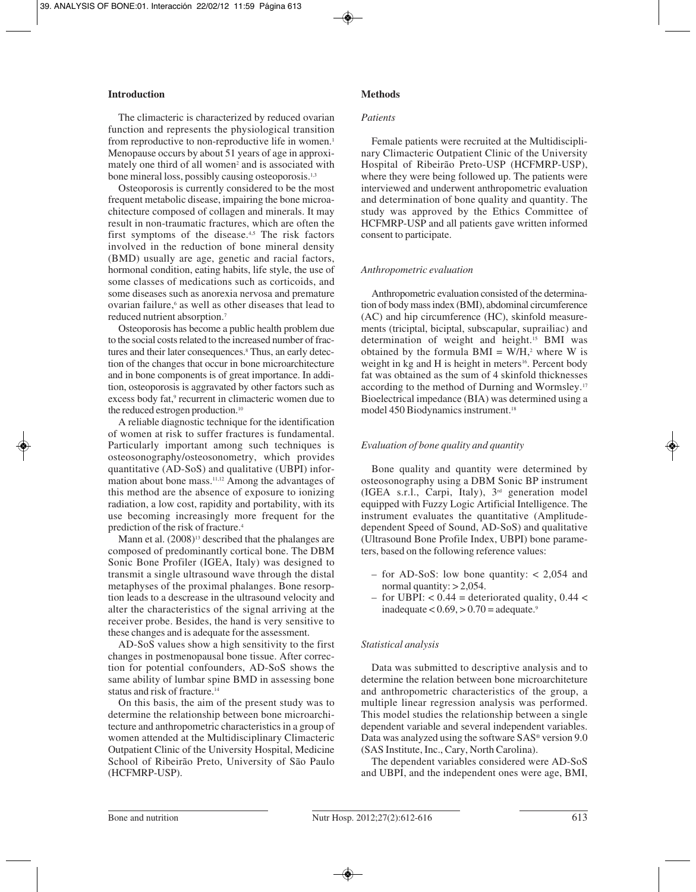## Introduction

The climacteric is characterized by reduced ovarian function and represents the physiological transition from reproductive to non-reproductive life in women.[1] Menopause occurs by about 51 years of age in approximately one third of all women[2] and is associated with bone mineral loss, possibly causing osteoporosis.[1,3]

Osteoporosis is currently considered to be the most frequent metabolic disease, impairing the bone microachitecture composed of collagen and minerals. It may result in non-traumatic fractures, which are often the first symptoms of the disease.[4,5] The risk factors involved in the reduction of bone mineral density (BMD) usually are age, genetic and racial factors, hormonal condition, eating habits, life style, the use of some classes of medications such as corticoids, and some diseases such as anorexia nervosa and premature ovarian failure,[6] as well as other diseases that lead to reduced nutrient absorption.[7]

Osteoporosis has become a public health problem due to the social costs related to the increased number of fractures and their later consequences.[8] Thus, an early detection of the changes that occur in bone microarchitecture and in bone components is of great importance. In addition, osteoporosis is aggravated by other factors such as excess body fat,[9] recurrent in climacteric women due to the reduced estrogen production.[10]

A reliable diagnostic technique for the identification of women at risk to suffer fractures is fundamental. Particularly important among such techniques is osteosonography/osteosonometry, which provides quantitative (AD-SoS) and qualitative (UBPI) information about bone mass.[11,12] Among the advantages of this method are the absence of exposure to ionizing radiation, a low cost, rapidity and portability, with its use becoming increasingly more frequent for the prediction of the risk of fracture.[4]

Mann et al. (2008)[13] described that the phalanges are composed of predominantly cortical bone. The DBM Sonic Bone Profiler (IGEA, Italy) was designed to transmit a single ultrasound wave through the distal metaphyses of the proximal phalanges. Bone resorption leads to a descrease in the ultrasound velocity and alter the characteristics of the signal arriving at the receiver probe. Besides, the hand is very sensitive to these changes and is adequate for the assessment.

AD-SoS values show a high sensitivity to the first changes in postmenopausal bone tissue. After correction for potential confounders, AD-SoS shows the same ability of lumbar spine BMD in assessing bone status and risk of fracture.[14]

On this basis, the aim of the present study was to determine the relationship between bone microarchitecture and anthropometric characteristics in a group of women attended at the Multidisciplinary Climacteric Outpatient Clinic of the University Hospital, Medicine School of Ribeirão Preto, University of São Paulo (HCFMRP-USP).

## Methods

### *Patients*

Female patients were recruited at the Multidisciplinary Climacteric Outpatient Clinic of the University Hospital of Ribeirão Preto-USP (HCFMRP-USP), where they were being followed up. The patients were interviewed and underwent anthropometric evaluation and determination of bone quality and quantity. The study was approved by the Ethics Committee of HCFMRP-USP and all patients gave written informed consent to participate.

### *Anthropometric evaluation*

Anthropometric evaluation consisted of the determination of body mass index (BMI), abdominal circumference (AC) and hip circumference (HC), skinfold measurements (triciptal, biciptal, subscapular, suprailiac) and determination of weight and height.[15] BMI was obtained by the formula $BMI = W/H^2$ where W is weight in kg and H is height in meters[16]. Percent body fat was obtained as the sum of 4 skinfold thicknesses according to the method of Durning and Wormsley.[17] Bioelectrical impedance (BIA) was determined using a model 450 Biodynamics instrument.[18]

### *Evaluation of bone quality and quantity*

Bone quality and quantity were determined by osteosonography using a DBM Sonic BP instrument (IGEA s.r.l., Carpi, Italy), 3rd generation model equipped with Fuzzy Logic Artificial Intelligence. The instrument evaluates the quantitative (Amplitude-dependent Speed of Sound, AD-SoS) and qualitative (Ultrasound Bone Profile Index, UBPI) bone parameters, based on the following reference values:

- for AD-SoS: low bone quantity: < 2,054 and normal quantity: > 2,054.
- for UBPI: < 0.44 = deteriorated quality, 0.44 < inadequate < 0.69, > 0.70 = adequate.[9]

### *Statistical analysis*

Data was submitted to descriptive analysis and to determine the relation between bone microarchiteture and anthropometric characteristics of the group, a multiple linear regression analysis was performed. This model studies the relationship between a single dependent variable and several independent variables. Data was analyzed using the software SAS® version 9.0 (SAS Institute, Inc., Cary, North Carolina).

The dependent variables considered were AD-SoS and UBPI, and the independent ones were age, BMI,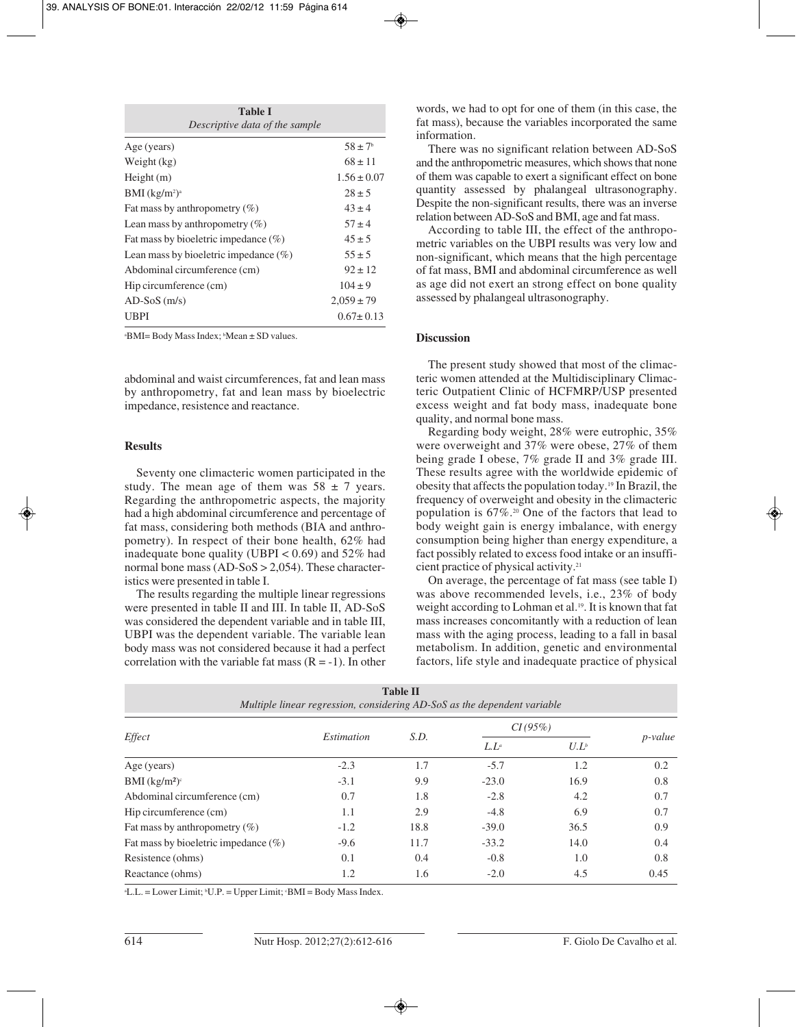| **Table I** *Descriptive data of the sample* | |
|---|---|
| Age (years) | 58 ± 7[b] |
| Weight (kg) | 68 ± 11 |
| Height (m) | 1.56 ± 0.07 |
| BMI (kg/m²)[a] | 28 ± 5 |
| Fat mass by anthropometry (%) | 43 ± 4 |
| Lean mass by anthropometry (%) | 57 ± 4 |
| Fat mass by bioeletric impedance (%) | 45 ± 5 |
| Lean mass by bioeletric impedance (%) | 55 ± 5 |
| Abdominal circumference (cm) | 92 ± 12 |
| Hip circumference (cm) | 104 ± 9 |
| AD-SoS (m/s) | 2,059 ± 79 |
| UBPI | 0.67± 0.13 |

[a]BMI= Body Mass Index; [b]Mean ± SD values.

abdominal and waist circumferences, fat and lean mass by anthropometry, fat and lean mass by bioelectric impedance, resistence and reactance.

## Results

Seventy one climacteric women participated in the study. The mean age of them was 58 ± 7 years. Regarding the anthropometric aspects, the majority had a high abdominal circumference and percentage of fat mass, considering both methods (BIA and anthropometry). In respect of their bone health, 62% had inadequate bone quality (UBPI < 0.69) and 52% had normal bone mass (AD-SoS > 2,054). These characteristics were presented in table I.

The results regarding the multiple linear regressions were presented in table II and III. In table II, AD-SoS was considered the dependent variable and in table III, UBPI was the dependent variable. The variable lean body mass was not considered because it had a perfect correlation with the variable fat mass (R = -1). In other words, we had to opt for one of them (in this case, the fat mass), because the variables incorporated the same information.

There was no significant relation between AD-SoS and the anthropometric measures, which shows that none of them was capable to exert a significant effect on bone quantity assessed by phalangeal ultrasonography. Despite the non-significant results, there was an inverse relation between AD-SoS and BMI, age and fat mass.

According to table III, the effect of the anthropometric variables on the UBPI results was very low and non-significant, which means that the high percentage of fat mass, BMI and abdominal circumference as well as age did not exert an strong effect on bone quality assessed by phalangeal ultrasonography.

## Discussion

The present study showed that most of the climacteric women attended at the Multidisciplinary Climacteric Outpatient Clinic of HCFMRP/USP presented excess weight and fat body mass, inadequate bone quality, and normal bone mass.

Regarding body weight, 28% were eutrophic, 35% were overweight and 37% were obese, 27% of them being grade I obese, 7% grade II and 3% grade III. These results agree with the worldwide epidemic of obesity that affects the population today.[19] In Brazil, the frequency of overweight and obesity in the climacteric population is 67%.[20] One of the factors that lead to body weight gain is energy imbalance, with energy consumption being higher than energy expenditure, a fact possibly related to excess food intake or an insufficient practice of physical activity.[21]

On average, the percentage of fat mass (see table I) was above recommended levels, i.e., 23% of body weight according to Lohman et al.[19]. It is known that fat mass increases concomitantly with a reduction of lean mass with the aging process, leading to a fall in basal metabolism. In addition, genetic and environmental factors, life style and inadequate practice of physical

**Table II**
*Multiple linear regression, considering AD-SoS as the dependent variable*

| Effect | Estimation | S.D. | CI (95%) | | p-value |
|---|---|---|---|---|---|
| | | | L.L[a] | U.L[b] | |
| Age (years) | -2.3 | 1.7 | -5.7 | 1.2 | 0.2 |
| BMI (kg/m²)[c] | -3.1 | 9.9 | -23.0 | 16.9 | 0.8 |
| Abdominal circumference (cm) | 0.7 | 1.8 | -2.8 | 4.2 | 0.7 |
| Hip circumference (cm) | 1.1 | 2.9 | -4.8 | 6.9 | 0.7 |
| Fat mass by anthropometry (%) | -1.2 | 18.8 | -39.0 | 36.5 | 0.9 |
| Fat mass by bioeletric impedance (%) | -9.6 | 11.7 | -33.2 | 14.0 | 0.4 |
| Resistence (ohms) | 0.1 | 0.4 | -0.8 | 1.0 | 0.8 |
| Reactance (ohms) | 1.2 | 1.6 | -2.0 | 4.5 | 0.45 |

[a]L.L. = Lower Limit; [b]U.P. = Upper Limit; [c]BMI = Body Mass Index.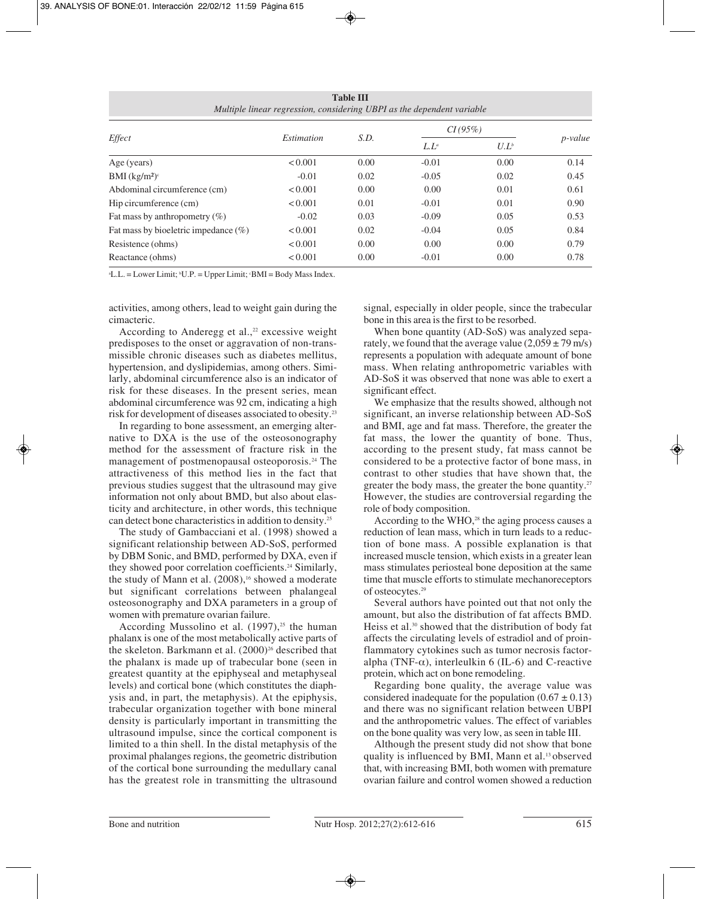**Table III**
*Multiple linear regression, considering UBPI as the dependent variable*

| Effect | Estimation | S.D. | CI (95%) | | p-value |
|---|---|---|---|---|---|
| | | | L.L[a] | U.L[b] | |
| Age (years) | < 0.001 | 0.00 | -0.01 | 0.00 | 0.14 |
| BMI ($kg/m^2$)[c] | -0.01 | 0.02 | -0.05 | 0.02 | 0.45 |
| Abdominal circumference (cm) | < 0.001 | 0.00 | 0.00 | 0.01 | 0.61 |
| Hip circumference (cm) | < 0.001 | 0.01 | -0.01 | 0.01 | 0.90 |
| Fat mass by anthropometry (%) | -0.02 | 0.03 | -0.09 | 0.05 | 0.53 |
| Fat mass by bioeletric impedance (%) | < 0.001 | 0.02 | -0.04 | 0.05 | 0.84 |
| Resistence (ohms) | < 0.001 | 0.00 | 0.00 | 0.00 | 0.79 |
| Reactance (ohms) | < 0.001 | 0.00 | -0.01 | 0.00 | 0.78 |

[a]L.L. = Lower Limit; [b]U.P. = Upper Limit; [c]BMI = Body Mass Index.

activities, among others, lead to weight gain during the cimacteric.

According to Anderegg et al.,[22] excessive weight predisposes to the onset or aggravation of non-transmissible chronic diseases such as diabetes mellitus, hypertension, and dyslipidemias, among others. Similarly, abdominal circumference also is an indicator of risk for these diseases. In the present series, mean abdominal circumference was 92 cm, indicating a high risk for development of diseases associated to obesity.[23]

In regarding to bone assessment, an emerging alternative to DXA is the use of the osteosonography method for the assessment of fracture risk in the management of postmenopausal osteoporosis.[24] The attractiveness of this method lies in the fact that previous studies suggest that the ultrasound may give information not only about BMD, but also about elasticity and architecture, in other words, this technique can detect bone characteristics in addition to density.[25]

The study of Gambacciani et al. (1998) showed a significant relationship between AD-SoS, performed by DBM Sonic, and BMD, performed by DXA, even if they showed poor correlation coefficients.[24] Similarly, the study of Mann et al. (2008),[16] showed a moderate but significant correlations between phalangeal osteosonography and DXA parameters in a group of women with premature ovarian failure.

According Mussolino et al. (1997),[25] the human phalanx is one of the most metabolically active parts of the skeleton. Barkmann et al. (2000)[26] described that the phalanx is made up of trabecular bone (seen in greatest quantity at the epiphyseal and metaphyseal levels) and cortical bone (which constitutes the diaphysis and, in part, the metaphysis). At the epiphysis, trabecular organization together with bone mineral density is particularly important in transmitting the ultrasound impulse, since the cortical component is limited to a thin shell. In the distal metaphysis of the proximal phalanges regions, the geometric distribution of the cortical bone surrounding the medullary canal has the greatest role in transmitting the ultrasound signal, especially in older people, since the trabecular bone in this area is the first to be resorbed.

When bone quantity (AD-SoS) was analyzed separately, we found that the average value (2,059 ± 79 m/s) represents a population with adequate amount of bone mass. When relating anthropometric variables with AD-SoS it was observed that none was able to exert a significant effect.

We emphasize that the results showed, although not significant, an inverse relationship between AD-SoS and BMI, age and fat mass. Therefore, the greater the fat mass, the lower the quantity of bone. Thus, according to the present study, fat mass cannot be considered to be a protective factor of bone mass, in contrast to other studies that have shown that, the greater the body mass, the greater the bone quantity.[27] However, the studies are controversial regarding the role of body composition.

According to the WHO,[28] the aging process causes a reduction of lean mass, which in turn leads to a reduction of bone mass. A possible explanation is that increased muscle tension, which exists in a greater lean mass stimulates periosteal bone deposition at the same time that muscle efforts to stimulate mechanoreceptors of osteocytes.[29]

Several authors have pointed out that not only the amount, but also the distribution of fat affects BMD. Heiss et al.[30] showed that the distribution of body fat affects the circulating levels of estradiol and of proinflammatory cytokines such as tumor necrosis factor-alpha (TNF-$\alpha$), interleulkin 6 (IL-6) and C-reactive protein, which act on bone remodeling.

Regarding bone quality, the average value was considered inadequate for the population (0.67 ± 0.13) and there was no significant relation between UBPI and the anthropometric values. The effect of variables on the bone quality was very low, as seen in table III.

Although the present study did not show that bone quality is influenced by BMI, Mann et al.[13] observed that, with increasing BMI, both women with premature ovarian failure and control women showed a reduction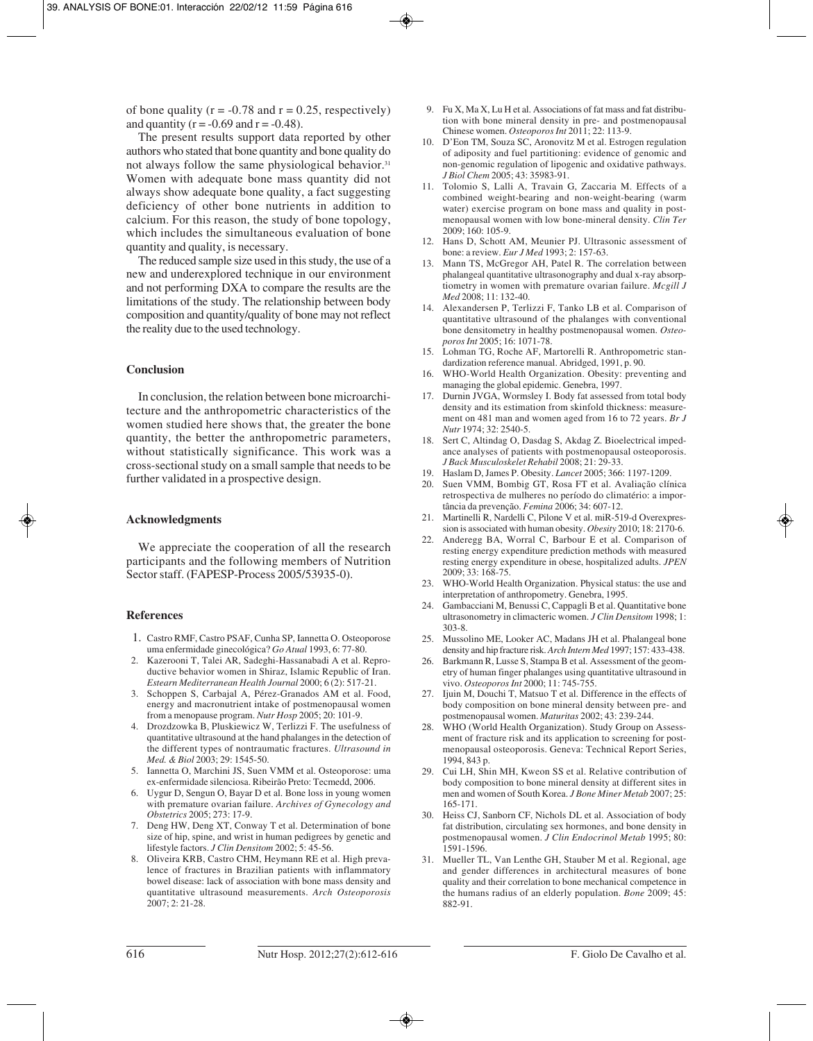of bone quality (r = -0.78 and r = 0.25, respectively) and quantity (r = -0.69 and r = -0.48).

The present results support data reported by other authors who stated that bone quantity and bone quality do not always follow the same physiological behavior.[31] Women with adequate bone mass quantity did not always show adequate bone quality, a fact suggesting deficiency of other bone nutrients in addition to calcium. For this reason, the study of bone topology, which includes the simultaneous evaluation of bone quantity and quality, is necessary.

The reduced sample size used in this study, the use of a new and underexplored technique in our environment and not performing DXA to compare the results are the limitations of the study. The relationship between body composition and quantity/quality of bone may not reflect the reality due to the used technology.

## Conclusion

In conclusion, the relation between bone microarchitecture and the anthropometric characteristics of the women studied here shows that, the greater the bone quantity, the better the anthropometric parameters, without statistically significance. This work was a cross-sectional study on a small sample that needs to be further validated in a prospective design.

## Acknowledgments

We appreciate the cooperation of all the research participants and the following members of Nutrition Sector staff. (FAPESP-Process 2005/53935-0).

## References

1. Castro RMF, Castro PSAF, Cunha SP, Iannetta O. Osteoporose uma enfermidade ginecológica? *Go Atual* 1993, 6: 77-80.
2. Kazerooni T, Talei AR, Sadeghi-Hassanabadi A et al. Reproductive behavior women in Shiraz, Islamic Republic of Iran. *Estearn Mediterranean Health Journal* 2000; 6 (2): 517-21.
3. Schoppen S, Carbajal A, Pérez-Granados AM et al. Food, energy and macronutrient intake of postmenopausal women from a menopause program. *Nutr Hosp* 2005; 20: 101-9.
4. Drozdzowka B, Pluskiewicz W, Terlizzi F. The usefulness of quantitative ultrasound at the hand phalanges in the detection of the different types of nontraumatic fractures. *Ultrasound in Med. & Biol* 2003; 29: 1545-50.
5. Iannetta O, Marchini JS, Suen VMM et al. Osteoporose: uma ex-enfermidade silenciosa. Ribeirão Preto: Tecmedd, 2006.
6. Uygur D, Sengun O, Bayar D et al. Bone loss in young women with premature ovarian failure. *Archives of Gynecology and Obstetrics* 2005; 273: 17-9.
7. Deng HW, Deng XT, Conway T et al. Determination of bone size of hip, spine, and wrist in human pedigrees by genetic and lifestyle factors. *J Clin Densitom* 2002; 5: 45-56.
8. Oliveira KRB, Castro CHM, Heymann RE et al. High prevalence of fractures in Brazilian patients with inflammatory bowel disease: lack of association with bone mass density and quantitative ultrasound measurements. *Arch Osteoporosis* 2007; 2: 21-28.
9. Fu X, Ma X, Lu H et al. Associations of fat mass and fat distribution with bone mineral density in pre- and postmenopausal Chinese women. *Osteoporos Int* 2011; 22: 113-9.
10. D'Eon TM, Souza SC, Aronovitz M et al. Estrogen regulation of adiposity and fuel partitioning: evidence of genomic and non-genomic regulation of lipogenic and oxidative pathways. *J Biol Chem* 2005; 43: 35983-91.
11. Tolomio S, Lalli A, Travain G, Zaccaria M. Effects of a combined weight-bearing and non-weight-bearing (warm water) exercise program on bone mass and quality in postmenopausal women with low bone-mineral density. *Clin Ter* 2009; 160: 105-9.
12. Hans D, Schott AM, Meunier PJ. Ultrasonic assessment of bone: a review. *Eur J Med* 1993; 2: 157-63.
13. Mann TS, McGregor AH, Patel R. The correlation between phalangeal quantitative ultrasonography and dual x-ray absorptiometry in women with premature ovarian failure. *Mcgill J Med* 2008; 11: 132-40.
14. Alexandersen P, Terlizzi F, Tanko LB et al. Comparison of quantitative ultrasound of the phalanges with conventional bone densitometry in healthy postmenopausal women. *Osteoporos Int* 2005; 16: 1071-78.
15. Lohman TG, Roche AF, Martorelli R. Anthropometric standardization reference manual. Abridged, 1991, p. 90.
16. WHO-World Health Organization. Obesity: preventing and managing the global epidemic. Genebra, 1997.
17. Durnin JVGA, Wormsley I. Body fat assessed from total body density and its estimation from skinfold thickness: measurement on 481 man and women aged from 16 to 72 years. *Br J Nutr* 1974; 32: 2540-5.
18. Sert C, Altindag O, Dasdag S, Akdag Z. Bioelectrical impedance analyses of patients with postmenopausal osteoporosis. *J Back Musculoskelet Rehabil* 2008; 21: 29-33.
19. Haslam D, James P. Obesity. *Lancet* 2005; 366: 1197-1209.
20. Suen VMM, Bombig GT, Rosa FT et al. Avaliação clínica retrospectiva de mulheres no período do climatério: a importância da prevenção. *Femina* 2006; 34: 607-12.
21. Martinelli R, Nardelli C, Pilone V et al. miR-519-d Overexpression is associated with human obesity. *Obesity* 2010; 18: 2170-6.
22. Anderegg BA, Worral C, Barbour E et al. Comparison of resting energy expenditure prediction methods with measured resting energy expenditure in obese, hospitalized adults. *JPEN* 2009; 33: 168-75.
23. WHO-World Health Organization. Physical status: the use and interpretation of anthropometry. Genebra, 1995.
24. Gambacciani M, Benussi C, Cappagli B et al. Quantitative bone ultrasonometry in climacteric women. *J Clin Densitom* 1998; 1: 303-8.
25. Mussolino ME, Looker AC, Madans JH et al. Phalangeal bone density and hip fracture risk. *Arch Intern Med* 1997; 157: 433-438.
26. Barkmann R, Lusse S, Stampa B et al. Assessment of the geometry of human finger phalanges using quantitative ultrasound in vivo. *Osteoporos Int* 2000; 11: 745-755.
27. Ijuin M, Douchi T, Matsuo T et al. Difference in the effects of body composition on bone mineral density between pre- and postmenopausal women. *Maturitas* 2002; 43: 239-244.
28. WHO (World Health Organization). Study Group on Assessment of fracture risk and its application to screening for postmenopausal osteoporosis. Geneva: Technical Report Series, 1994, 843 p.
29. Cui LH, Shin MH, Kweon SS et al. Relative contribution of body composition to bone mineral density at different sites in men and women of South Korea. *J Bone Miner Metab* 2007; 25: 165-171.
30. Heiss CJ, Sanborn CF, Nichols DL et al. Association of body fat distribution, circulating sex hormones, and bone density in postmenopausal women. *J Clin Endocrinol Metab* 1995; 80: 1591-1596.
31. Mueller TL, Van Lenthe GH, Stauber M et al. Regional, age and gender differences in architectural measures of bone quality and their correlation to bone mechanical competence in the humans radius of an elderly population. *Bone* 2009; 45: 882-91.